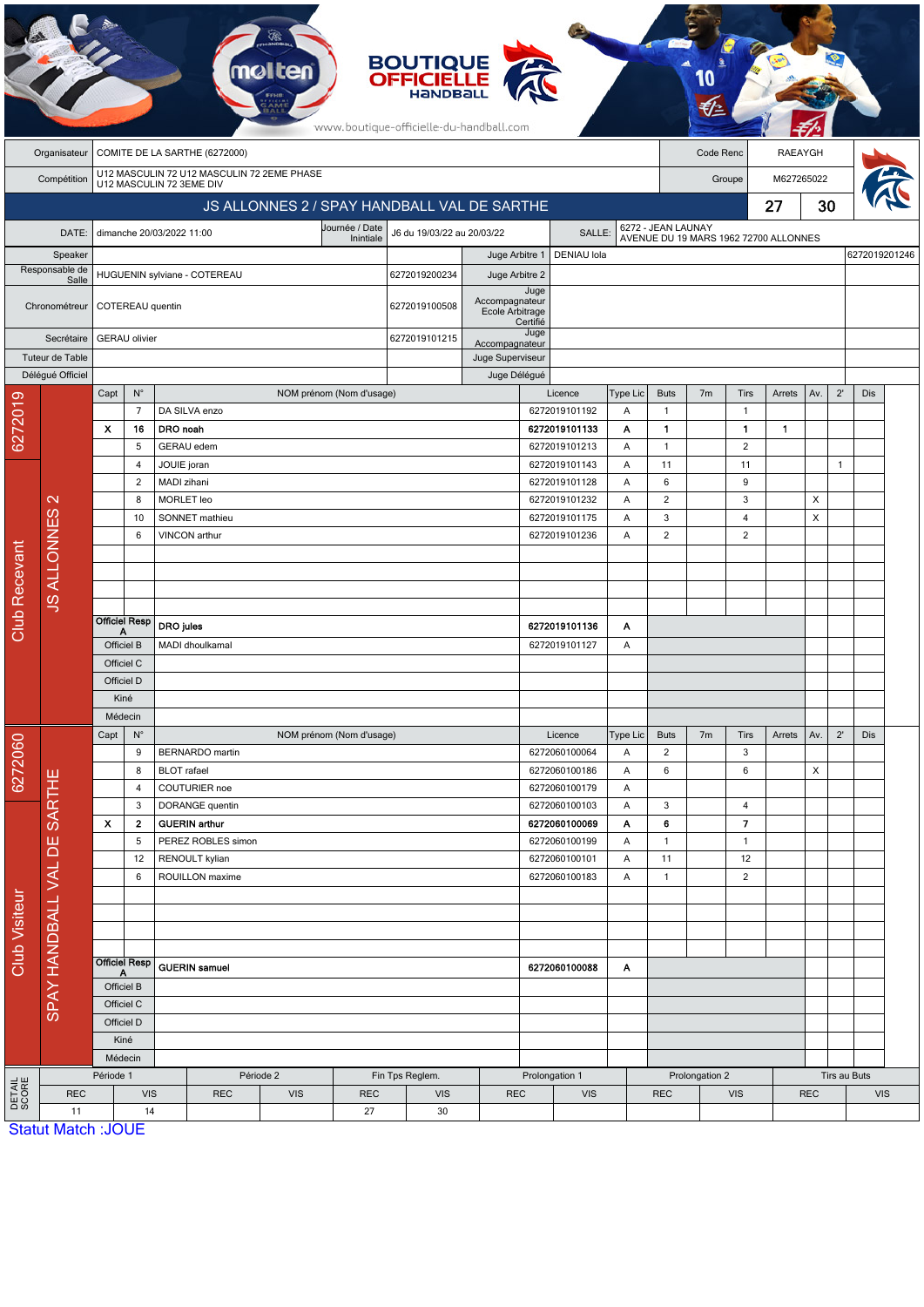BOUTIQUE OFFICIELLE HANDBALL

www.boutique-officielle-du-handball.com

| | | | |
|---|---|---|---|
| Organisateur | COMITE DE LA SARTHE (6272000) | Code Renc | RAEAYGH |
| Compétition | U12 MASCULIN 72 U12 MASCULIN 72 2EME PHASE U12 MASCULIN 72 3EME DIV | Groupe | M627265022 |

## JS ALLONNES 2 / SPAY HANDBALL VAL DE SARTHE — 27 / 30

| | | | | | |
|---|---|---|---|---|---|
| DATE: | dimanche 20/03/2022 11:00 | Journée / Date Inintiale | J6 du 19/03/22 au 20/03/22 | SALLE: | 6272 - JEAN LAUNAY AVENUE DU 19 MARS 1962 72700 ALLONNES |
| Speaker | | | Juge Arbitre 1 | DENIAU lola | 6272019201246 |
| Responsable de Salle | HUGUENIN sylviane - COTEREAU | 6272019200234 | Juge Arbitre 2 | | |
| Chronométreur | COTEREAU quentin | 6272019100508 | Juge Accompagnateur Ecole Arbitrage Certifié | | |
| Secrétaire | GERAU olivier | 6272019101215 | Juge Accompagnateur | | |
| Tuteur de Table | | | Juge Superviseur | | |
| Délégué Officiel | | | Juge Délégué | | |

### Club Recevant — JS ALLONNES 2 (6272019)

| Capt | N° | NOM prénom (Nom d'usage) | Licence | Type Lic | Buts | 7m | Tirs | Arrets | Av. | 2' | Dis |
|---|---|---|---|---|---|---|---|---|---|---|---|
| | 7 | DA SILVA enzo | 6272019101192 | A | 1 | | 1 | | | | |
| X | 16 | **DRO noah** | **6272019101133** | **A** | **1** | | **1** | **1** | | | |
| | 5 | GERAU edem | 6272019101213 | A | 1 | | 2 | | | | |
| | 4 | JOUIE joran | 6272019101143 | A | 11 | | 11 | | | 1 | |
| | 2 | MADI zihani | 6272019101128 | A | 6 | | 9 | | | | |
| | 8 | MORLET leo | 6272019101232 | A | 2 | | 3 | | X | | |
| | 10 | SONNET mathieu | 6272019101175 | A | 3 | | 4 | | X | | |
| | 6 | VINCON arthur | 6272019101236 | A | 2 | | 2 | | | | |
| Officiel Resp A | | **DRO jules** | **6272019101136** | **A** | | | | | | | |
| Officiel B | | MADI dhoulkamal | 6272019101127 | A | | | | | | | |
| Officiel C | | | | | | | | | | | |
| Officiel D | | | | | | | | | | | |
| Kiné | | | | | | | | | | | |
| Médecin | | | | | | | | | | | |

### Club Visiteur — SPAY HANDBALL VAL DE SARTHE (6272060)

| Capt | N° | NOM prénom (Nom d'usage) | Licence | Type Lic | Buts | 7m | Tirs | Arrets | Av. | 2' | Dis |
|---|---|---|---|---|---|---|---|---|---|---|---|
| | 9 | BERNARDO martin | 6272060100064 | A | 2 | | 3 | | | | |
| | 8 | BLOT rafael | 6272060100186 | A | 6 | | 6 | | X | | |
| | 4 | COUTURIER noe | 6272060100179 | A | | | | | | | |
| | 3 | DORANGE quentin | 6272060100103 | A | 3 | | 4 | | | | |
| X | 2 | **GUERIN arthur** | **6272060100069** | **A** | **6** | | **7** | | | | |
| | 5 | PEREZ ROBLES simon | 6272060100199 | A | 1 | | 1 | | | | |
| | 12 | RENOULT kylian | 6272060100101 | A | 11 | | 12 | | | | |
| | 6 | ROUILLON maxime | 6272060100183 | A | 1 | | 2 | | | | |
| Officiel Resp A | | **GUERIN samuel** | **6272060100088** | **A** | | | | | | | |
| Officiel B | | | | | | | | | | | |
| Officiel C | | | | | | | | | | | |
| Officiel D | | | | | | | | | | | |
| Kiné | | | | | | | | | | | |
| Médecin | | | | | | | | | | | |

### DETAIL SCORE

| Période 1 | | Période 2 | | Fin Tps Reglem. | | Prolongation 1 | | Prolongation 2 | | Tirs au Buts | |
|---|---|---|---|---|---|---|---|---|---|---|---|
| REC | VIS | REC | VIS | REC | VIS | REC | VIS | REC | VIS | REC | VIS |
| 11 | 14 | | | 27 | 30 | | | | | | |

Statut Match :JOUE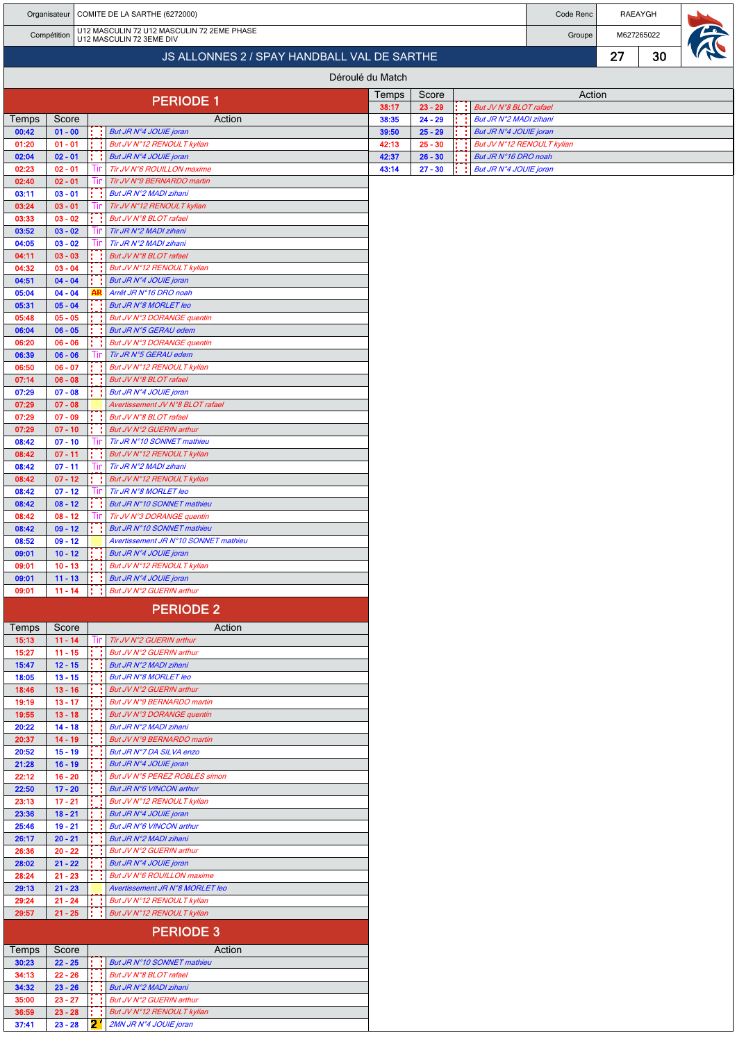| Organisateur | COMITE DE LA SARTHE (6272000) | Code Renc | RAEAYGH |
|---|---|---|---|
| Compétition | U12 MASCULIN 72 U12 MASCULIN 72 2EME PHASE U12 MASCULIN 72 3EME DIV | Groupe | M627265022 |

## JS ALLONNES 2 / SPAY HANDBALL VAL DE SARTHE — 27 | 30

### Déroulé du Match

## PERIODE 1

| Temps | Score | | Action |
|---|---|---|---|
| 00:42 | 01 - 00 | | But JR N°4 JOUIE joran |
| 01:20 | 01 - 01 | | But JV N°12 RENOULT kylian |
| 02:04 | 02 - 01 | | But JR N°4 JOUIE joran |
| 02:23 | 02 - 01 | Tir | Tir JV N°6 ROUILLON maxime |
| 02:40 | 02 - 01 | Tir | Tir JV N°9 BERNARDO martin |
| 03:11 | 03 - 01 | | But JR N°2 MADI zihani |
| 03:24 | 03 - 01 | Tir | Tir JV N°12 RENOULT kylian |
| 03:33 | 03 - 02 | | But JV N°8 BLOT rafael |
| 03:52 | 03 - 02 | Tir | Tir JR N°2 MADI zihani |
| 04:05 | 03 - 02 | Tir | Tir JR N°2 MADI zihani |
| 04:11 | 03 - 03 | | But JV N°8 BLOT rafael |
| 04:32 | 03 - 04 | | But JV N°12 RENOULT kylian |
| 04:51 | 04 - 04 | | But JR N°4 JOUIE joran |
| 05:04 | 04 - 04 | AR | Arrêt JR N°16 DRO noah |
| 05:31 | 05 - 04 | | But JR N°8 MORLET leo |
| 05:48 | 05 - 05 | | But JV N°3 DORANGE quentin |
| 06:04 | 06 - 05 | | But JR N°5 GERAU edem |
| 06:20 | 06 - 06 | | But JV N°3 DORANGE quentin |
| 06:39 | 06 - 06 | Tir | Tir JR N°5 GERAU edem |
| 06:50 | 06 - 07 | | But JV N°12 RENOULT kylian |
| 07:14 | 06 - 08 | | But JV N°8 BLOT rafael |
| 07:29 | 07 - 08 | | But JR N°4 JOUIE joran |
| 07:29 | 07 - 08 | | Avertissement JV N°8 BLOT rafael |
| 07:29 | 07 - 09 | | But JV N°8 BLOT rafael |
| 07:29 | 07 - 10 | | But JV N°2 GUERIN arthur |
| 08:42 | 07 - 10 | Tir | Tir JR N°10 SONNET mathieu |
| 08:42 | 07 - 11 | | But JV N°12 RENOULT kylian |
| 08:42 | 07 - 11 | Tir | Tir JR N°2 MADI zihani |
| 08:42 | 07 - 12 | | But JV N°12 RENOULT kylian |
| 08:42 | 07 - 12 | Tir | Tir JR N°8 MORLET leo |
| 08:42 | 08 - 12 | | But JR N°10 SONNET mathieu |
| 08:42 | 08 - 12 | Tir | Tir JV N°3 DORANGE quentin |
| 08:42 | 09 - 12 | | But JR N°10 SONNET mathieu |
| 08:52 | 09 - 12 | | Avertissement JR N°10 SONNET mathieu |
| 09:01 | 10 - 12 | | But JR N°4 JOUIE joran |
| 09:01 | 10 - 13 | | But JV N°12 RENOULT kylian |
| 09:01 | 11 - 13 | | But JR N°4 JOUIE joran |
| 09:01 | 11 - 14 | | But JV N°2 GUERIN arthur |

## PERIODE 2

| Temps | Score | | Action |
|---|---|---|---|
| 15:13 | 11 - 14 | Tir | Tir JV N°2 GUERIN arthur |
| 15:27 | 11 - 15 | | But JV N°2 GUERIN arthur |
| 15:47 | 12 - 15 | | But JR N°2 MADI zihani |
| 18:05 | 13 - 15 | | But JR N°8 MORLET leo |
| 18:46 | 13 - 16 | | But JV N°2 GUERIN arthur |
| 19:19 | 13 - 17 | | But JV N°9 BERNARDO martin |
| 19:55 | 13 - 18 | | But JV N°3 DORANGE quentin |
| 20:22 | 14 - 18 | | But JR N°2 MADI zihani |
| 20:37 | 14 - 19 | | But JV N°9 BERNARDO martin |
| 20:52 | 15 - 19 | | But JR N°7 DA SILVA enzo |
| 21:28 | 16 - 19 | | But JR N°4 JOUIE joran |
| 22:12 | 16 - 20 | | But JV N°5 PEREZ ROBLES simon |
| 22:50 | 17 - 20 | | But JR N°6 VINCON arthur |
| 23:13 | 17 - 21 | | But JV N°12 RENOULT kylian |
| 23:36 | 18 - 21 | | But JR N°4 JOUIE joran |
| 25:46 | 19 - 21 | | But JR N°6 VINCON arthur |
| 26:17 | 20 - 21 | | But JR N°2 MADI zihani |
| 26:36 | 20 - 22 | | But JV N°2 GUERIN arthur |
| 28:02 | 21 - 22 | | But JR N°4 JOUIE joran |
| 28:24 | 21 - 23 | | But JV N°6 ROUILLON maxime |
| 29:13 | 21 - 23 | | Avertissement JR N°8 MORLET leo |
| 29:24 | 21 - 24 | | But JV N°12 RENOULT kylian |
| 29:57 | 21 - 25 | | But JV N°12 RENOULT kylian |

## PERIODE 3

| Temps | Score | | Action |
|---|---|---|---|
| 30:23 | 22 - 25 | | But JR N°10 SONNET mathieu |
| 34:13 | 22 - 26 | | But JV N°8 BLOT rafael |
| 34:32 | 23 - 26 | | But JR N°2 MADI zihani |
| 35:00 | 23 - 27 | | But JV N°2 GUERIN arthur |
| 36:59 | 23 - 28 | | But JV N°12 RENOULT kylian |
| 37:41 | 23 - 28 | 2' | 2MN JR N°4 JOUIE joran |
| 38:17 | 23 - 29 | | But JV N°8 BLOT rafael |
| 38:35 | 24 - 29 | | But JR N°2 MADI zihani |
| 39:50 | 25 - 29 | | But JR N°4 JOUIE joran |
| 42:13 | 25 - 30 | | But JV N°12 RENOULT kylian |
| 42:37 | 26 - 30 | | But JR N°16 DRO noah |
| 43:14 | 27 - 30 | | But JR N°4 JOUIE joran |